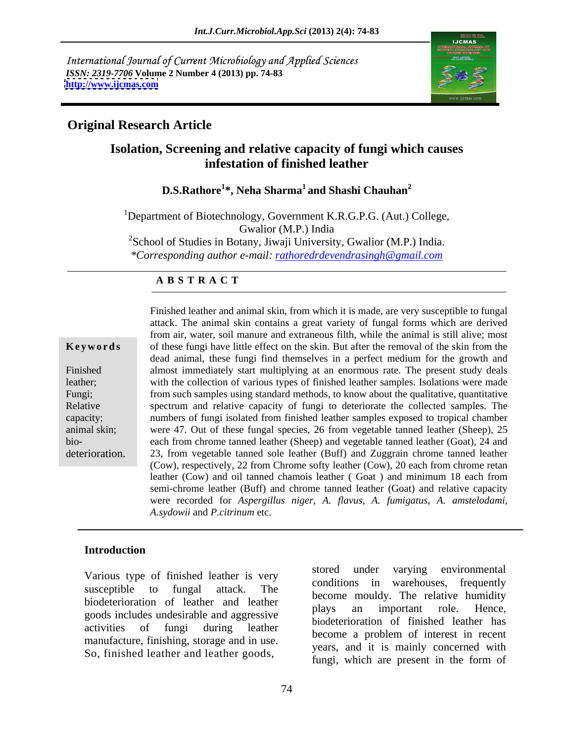International Journal of Current Microbiology and Applied Sciences
*ISSN: 2319-7706* **Volume 2 Number 4 (2013) pp. 74-83**
**http://www.ijcmas.com**

## Original Research Article

# Isolation, Screening and relative capacity of fungi which causes infestation of finished leather

**D.S.Rathore[1]\*, Neha Sharma[1] and Shashi Chauhan[2]**

[1]Department of Biotechnology, Government K.R.G.P.G. (Aut.) College, Gwalior (M.P.) India
[2]School of Studies in Botany, Jiwaji University, Gwalior (M.P.) India.
*\*Corresponding author e-mail: rathoredrdevendrasingh@gmail.com*

**A B S T R A C T**

**Keywords**

Finished leather; Fungi; Relative capacity; animal skin; bio-deterioration.

Finished leather and animal skin, from which it is made, are very susceptible to fungal attack. The animal skin contains a great variety of fungal forms which are derived from air, water, soil manure and extraneous filth, while the animal is still alive; most of these fungi have little effect on the skin. But after the removal of the skin from the dead animal, these fungi find themselves in a perfect medium for the growth and almost immediately start multiplying at an enormous rate. The present study deals with the collection of various types of finished leather samples. Isolations were made from such samples using standard methods, to know about the qualitative, quantitative spectrum and relative capacity of fungi to deteriorate the collected samples. The numbers of fungi isolated from finished leather samples exposed to tropical chamber were 47. Out of these fungal species, 26 from vegetable tanned leather (Sheep), 25 each from chrome tanned leather (Sheep) and vegetable tanned leather (Goat), 24 and 23, from vegetable tanned sole leather (Buff) and Zuggrain chrome tanned leather (Cow), respectively, 22 from Chrome softy leather (Cow), 20 each from chrome retan leather (Cow) and oil tanned chamois leather ( Goat ) and minimum 18 each from semi-chrome leather (Buff) and chrome tanned leather (Goat) and relative capacity were recorded for *Aspergillus niger*, *A. flavus*, *A. fumigatus*, *A. amstelodami*, *A.sydowii* and *P.citrinum* etc.

## Introduction

Various type of finished leather is very susceptible to fungal attack. The biodeterioration of leather and leather goods includes undesirable and aggressive activities of fungi during leather manufacture, finishing, storage and in use. So, finished leather and leather goods, stored under varying environmental conditions in warehouses, frequently become mouldy. The relative humidity plays an important role. Hence, biodeterioration of finished leather has become a problem of interest in recent years, and it is mainly concerned with fungi, which are present in the form of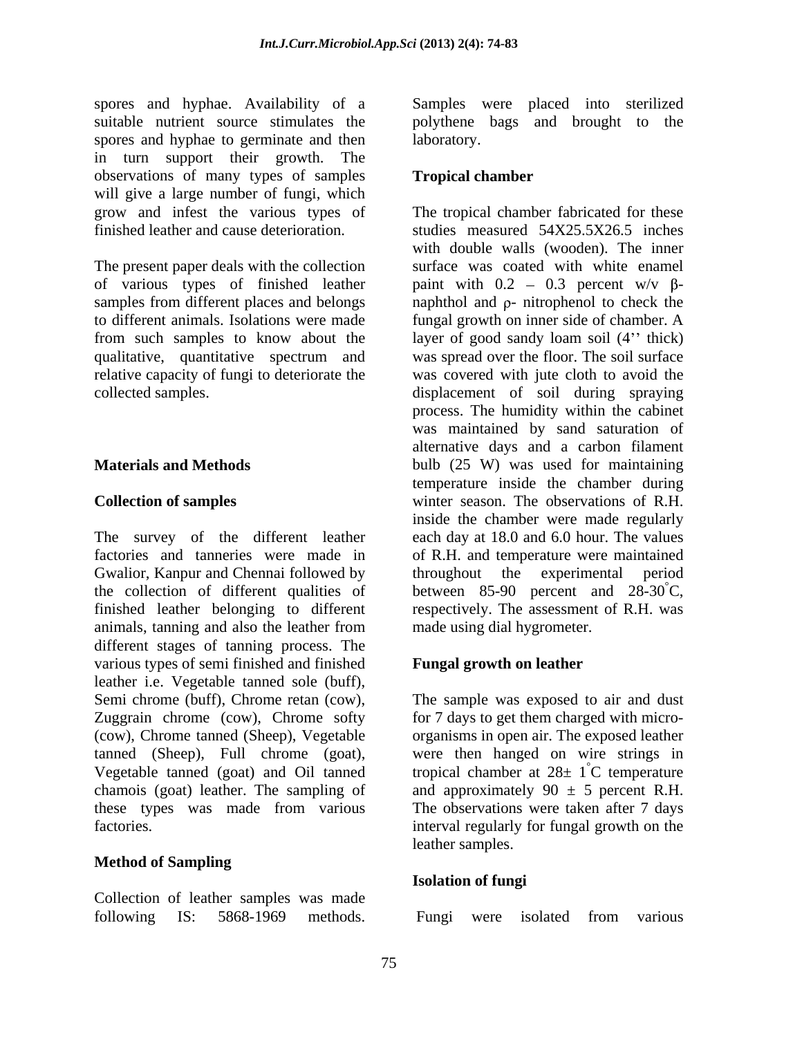spores and hyphae. Availability of a suitable nutrient source stimulates the spores and hyphae to germinate and then in turn support their growth. The observations of many types of samples will give a large number of fungi, which grow and infest the various types of finished leather and cause deterioration.

The present paper deals with the collection of various types of finished leather samples from different places and belongs to different animals. Isolations were made from such samples to know about the qualitative, quantitative spectrum and relative capacity of fungi to deteriorate the collected samples.

## Materials and Methods

### Collection of samples

The survey of the different leather factories and tanneries were made in Gwalior, Kanpur and Chennai followed by the collection of different qualities of finished leather belonging to different animals, tanning and also the leather from different stages of tanning process. The various types of semi finished and finished leather i.e. Vegetable tanned sole (buff), Semi chrome (buff), Chrome retan (cow), Zuggrain chrome (cow), Chrome softy (cow), Chrome tanned (Sheep), Vegetable tanned (Sheep), Full chrome (goat), Vegetable tanned (goat) and Oil tanned chamois (goat) leather. The sampling of these types was made from various factories.

### Method of Sampling

Collection of leather samples was made following IS: 5868-1969 methods. Samples were placed into sterilized polythene bags and brought to the laboratory.

### Tropical chamber

The tropical chamber fabricated for these studies measured 54X25.5X26.5 inches with double walls (wooden). The inner surface was coated with white enamel paint with 0.2 – 0.3 percent w/v $\beta$-naphthol and $\rho$- nitrophenol to check the fungal growth on inner side of chamber. A layer of good sandy loam soil (4'' thick) was spread over the floor. The soil surface was covered with jute cloth to avoid the displacement of soil during spraying process. The humidity within the cabinet was maintained by sand saturation of alternative days and a carbon filament bulb (25 W) was used for maintaining temperature inside the chamber during winter season. The observations of R.H. inside the chamber were made regularly each day at 18.0 and 6.0 hour. The values of R.H. and temperature were maintained throughout the experimental period between 85-90 percent and 28-30$^{\circ}$C, respectively. The assessment of R.H. was made using dial hygrometer.

### Fungal growth on leather

The sample was exposed to air and dust for 7 days to get them charged with micro-organisms in open air. The exposed leather were then hanged on wire strings in tropical chamber at 28$\pm$ 1$^{\circ}$C temperature and approximately 90 $\pm$ 5 percent R.H. The observations were taken after 7 days interval regularly for fungal growth on the leather samples.

### Isolation of fungi

Fungi were isolated from various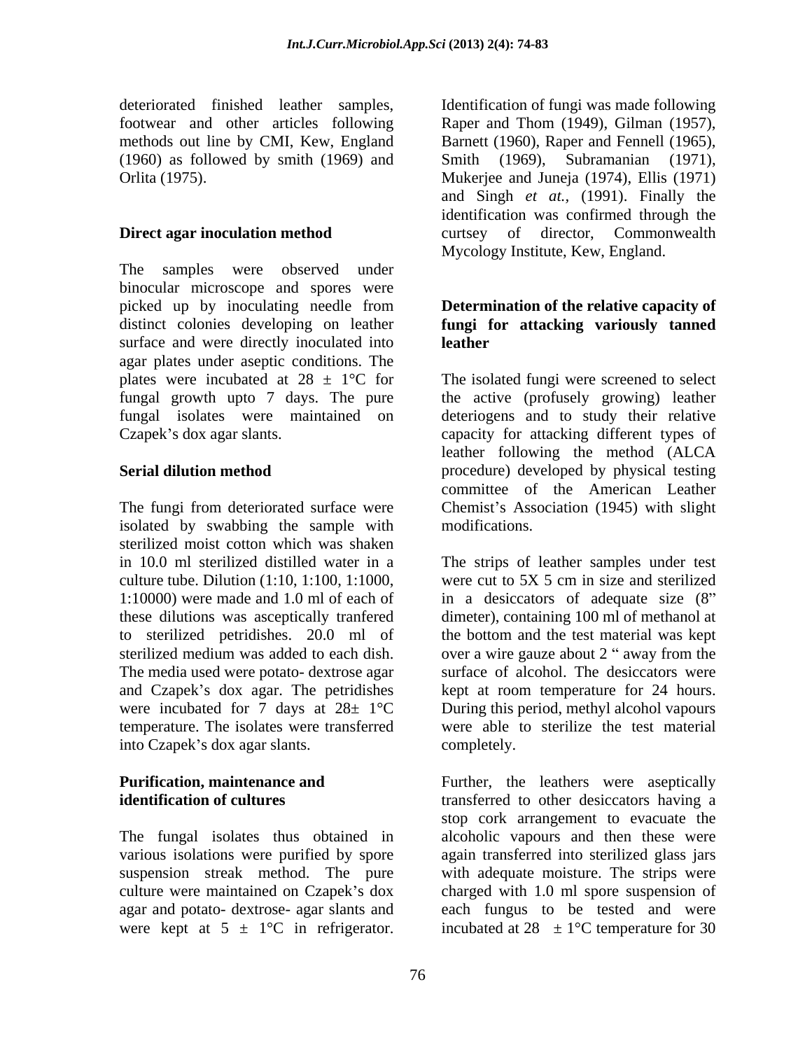deteriorated finished leather samples, footwear and other articles following methods out line by CMI, Kew, England (1960) as followed by smith (1969) and Orlita (1975).

**Direct agar inoculation method**

The samples were observed under binocular microscope and spores were picked up by inoculating needle from distinct colonies developing on leather surface and were directly inoculated into agar plates under aseptic conditions. The plates were incubated at 28 ± 1°C for fungal growth upto 7 days. The pure fungal isolates were maintained on Czapek's dox agar slants.

**Serial dilution method**

The fungi from deteriorated surface were isolated by swabbing the sample with sterilized moist cotton which was shaken in 10.0 ml sterilized distilled water in a culture tube. Dilution (1:10, 1:100, 1:1000, 1:10000) were made and 1.0 ml of each of these dilutions was asceptically tranfered to sterilized petridishes. 20.0 ml of sterilized medium was added to each dish. The media used were potato- dextrose agar and Czapek's dox agar. The petridishes were incubated for 7 days at 28± 1°C temperature. The isolates were transferred into Czapek's dox agar slants.

**Purification, maintenance and identification of cultures**

The fungal isolates thus obtained in various isolations were purified by spore suspension streak method. The pure culture were maintained on Czapek's dox agar and potato- dextrose- agar slants and were kept at 5 ± 1°C in refrigerator. Identification of fungi was made following Raper and Thom (1949), Gilman (1957), Barnett (1960), Raper and Fennell (1965), Smith (1969), Subramanian (1971), Mukerjee and Juneja (1974), Ellis (1971) and Singh *et at.,* (1991). Finally the identification was confirmed through the curtsey of director, Commonwealth Mycology Institute, Kew, England.

**Determination of the relative capacity of fungi for attacking variously tanned leather**

The isolated fungi were screened to select the active (profusely growing) leather deteriogens and to study their relative capacity for attacking different types of leather following the method (ALCA procedure) developed by physical testing committee of the American Leather Chemist's Association (1945) with slight modifications.

The strips of leather samples under test were cut to 5X 5 cm in size and sterilized in a desiccators of adequate size (8" dimeter), containing 100 ml of methanol at the bottom and the test material was kept over a wire gauze about 2 " away from the surface of alcohol. The desiccators were kept at room temperature for 24 hours. During this period, methyl alcohol vapours were able to sterilize the test material completely.

Further, the leathers were aseptically transferred to other desiccators having a stop cork arrangement to evacuate the alcoholic vapours and then these were again transferred into sterilized glass jars with adequate moisture. The strips were charged with 1.0 ml spore suspension of each fungus to be tested and were incubated at 28 ± 1°C temperature for 30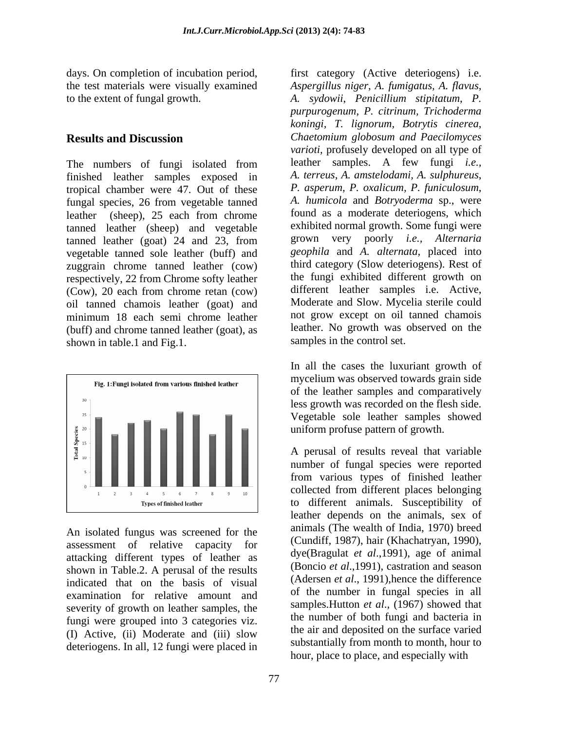days. On completion of incubation period, the test materials were visually examined to the extent of fungal growth.

## Results and Discussion

The numbers of fungi isolated from finished leather samples exposed in tropical chamber were 47. Out of these fungal species, 26 from vegetable tanned leather (sheep), 25 each from chrome tanned leather (sheep) and vegetable tanned leather (goat) 24 and 23, from vegetable tanned sole leather (buff) and zuggrain chrome tanned leather (cow) respectively, 22 from Chrome softy leather (Cow), 20 each from chrome retan (cow) oil tanned chamois leather (goat) and minimum 18 each semi chrome leather (buff) and chrome tanned leather (goat), as shown in table.1 and Fig.1.

Fig. 1: Fungi isolated from various finished leather

An isolated fungus was screened for the assessment of relative capacity for attacking different types of leather as shown in Table.2. A perusal of the results indicated that on the basis of visual examination for relative amount and severity of growth on leather samples, the fungi were grouped into 3 categories viz. (I) Active, (ii) Moderate and (iii) slow deteriogens. In all, 12 fungi were placed in first category (Active deteriogens) i.e. *Aspergillus niger*, *A. fumigatus*, *A. flavus*, *A. sydowii*, *Penicillium stipitatum*, *P. purpurogenum*, *P. citrinum*, *Trichoderma koningi*, *T. lignorum*, *Botrytis cinerea*, *Chaetomium globosum and Paecilomyces varioti*, profusely developed on all type of leather samples. A few fungi *i.e.*, *A. terreus*, *A. amstelodami*, *A. sulphureus*, *P. asperum*, *P. oxalicum*, *P. funiculosum*, *A. humicola* and *Botryoderma* sp., were found as a moderate deteriogens, which exhibited normal growth. Some fungi were grown very poorly *i.e.*, *Alternaria geophila* and *A. alternata*, placed into third category (Slow deteriogens). Rest of the fungi exhibited different growth on different leather samples i.e. Active, Moderate and Slow. Mycelia sterile could not grow except on oil tanned chamois leather. No growth was observed on the samples in the control set.

In all the cases the luxuriant growth of mycelium was observed towards grain side of the leather samples and comparatively less growth was recorded on the flesh side. Vegetable sole leather samples showed uniform profuse pattern of growth.

A perusal of results reveal that variable number of fungal species were reported from various types of finished leather collected from different places belonging to different animals. Susceptibility of leather depends on the animals, sex of animals (The wealth of India, 1970) breed (Cundiff, 1987), hair (Khachatryan, 1990), dye(Bragulat *et al*.,1991), age of animal (Boncio *et al*.,1991), castration and season (Adersen *et al*., 1991),hence the difference of the number in fungal species in all samples.Hutton *et al*., (1967) showed that the number of both fungi and bacteria in the air and deposited on the surface varied substantially from month to month, hour to hour, place to place, and especially with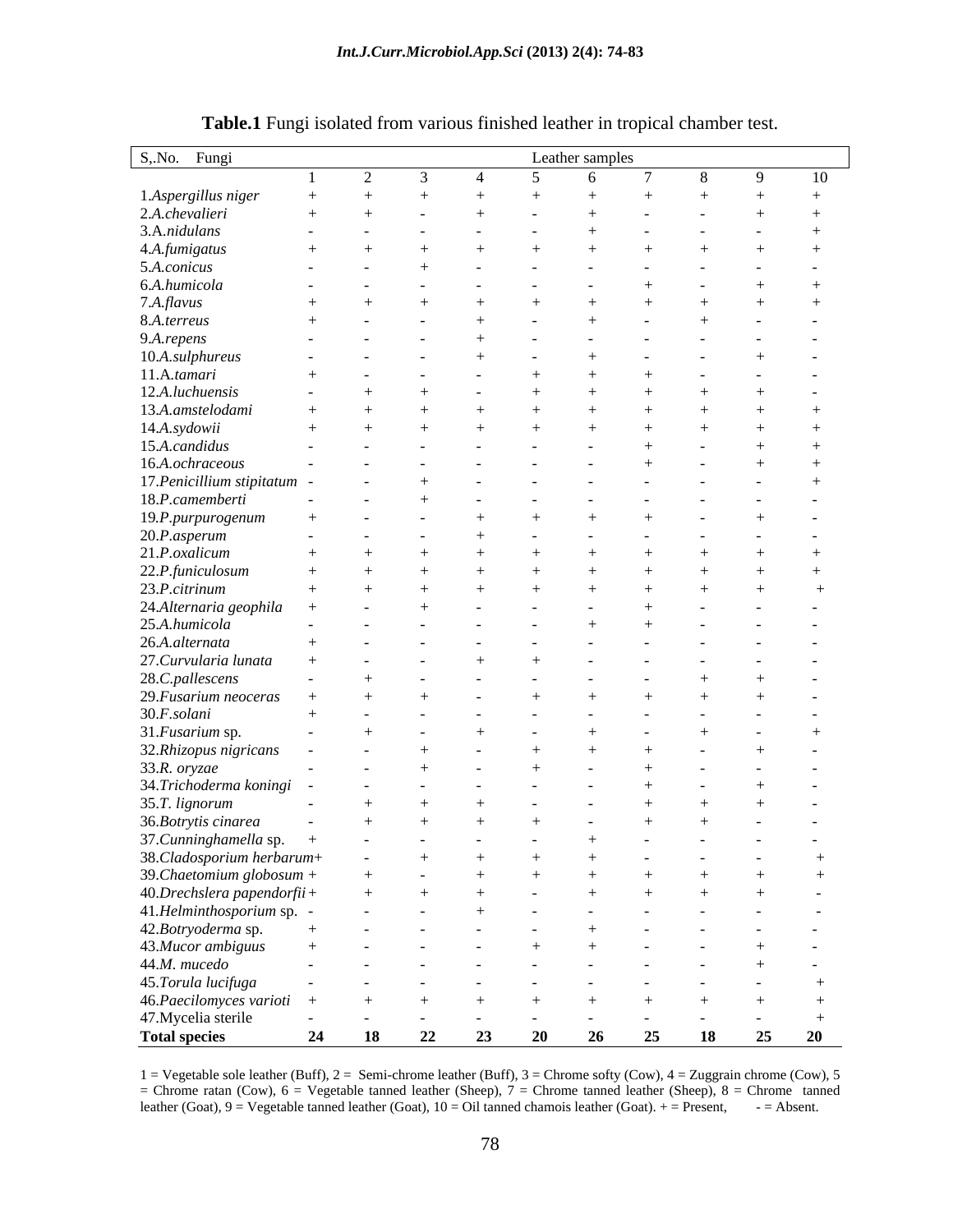**Table.1** Fungi isolated from various finished leather in tropical chamber test.

| S,.No. Fungi | Leather samples | | | | | | | | | |
|---|---|---|---|---|---|---|---|---|---|---|
| | 1 | 2 | 3 | 4 | 5 | 6 | 7 | 8 | 9 | 10 |
| 1.*Aspergillus niger* | + | + | + | + | + | + | + | + | + | + |
| 2.*A.chevalieri* | + | + | - | + | - | + | - | - | + | + |
| 3.A.*nidulans* | - | - | - | - | - | + | - | - | - | + |
| 4.*A.fumigatus* | + | + | + | + | + | + | + | + | + | + |
| 5.*A.conicus* | - | - | + | - | - | - | - | - | - | - |
| 6.*A.humicola* | - | - | - | - | - | - | + | - | + | + |
| 7.*A.flavus* | + | + | + | + | + | + | + | + | + | + |
| 8.*A.terreus* | + | - | - | + | - | + | - | + | - | - |
| 9.*A.repens* | - | - | - | + | - | - | - | - | - | - |
| 10.*A.sulphureus* | - | - | - | + | - | + | - | - | + | - |
| 11.A.*tamari* | + | - | - | - | + | + | + | - | - | - |
| 12.*A.luchuensis* | - | + | + | - | + | + | + | + | + | - |
| 13.*A.amstelodami* | + | + | + | + | + | + | + | + | + | + |
| 14.*A.sydowii* | + | + | + | + | + | + | + | + | + | + |
| 15.*A.candidus* | - | - | - | - | - | - | + | - | + | + |
| 16.*A.ochraceous* | - | - | - | - | - | - | + | - | + | + |
| 17.*Penicillium stipitatum* | - | - | + | - | - | - | - | - | - | + |
| 18.*P.camemberti* | - | - | + | - | - | - | - | - | - | - |
| 19.*P.purpurogenum* | + | - | - | + | + | + | + | - | + | - |
| 20.*P.asperum* | - | - | - | + | - | - | - | - | - | - |
| 21.*P.oxalicum* | + | + | + | + | + | + | + | + | + | + |
| 22.*P.funiculosum* | + | + | + | + | + | + | + | + | + | + |
| 23.*P.citrinum* | + | + | + | + | + | + | + | + | + | + |
| 24.*Alternaria geophila* | + | - | + | - | - | - | + | - | - | - |
| 25.*A.humicola* | - | - | - | - | - | + | + | - | - | - |
| 26.*A.alternata* | + | - | - | - | - | - | - | - | - | - |
| 27.*Curvularia lunata* | + | - | - | + | + | - | - | - | - | - |
| 28.*C.pallescens* | - | + | - | - | - | - | - | + | + | - |
| 29.*Fusarium neoceras* | + | + | + | - | + | + | + | + | + | - |
| 30.*F.solani* | + | - | - | - | - | - | - | - | - | - |
| 31.*Fusarium* sp. | - | + | - | + | - | + | - | + | - | + |
| 32.*Rhizopus nigricans* | - | - | + | - | + | + | + | - | + | - |
| 33.*R. oryzae* | - | - | + | - | + | - | + | - | - | - |
| 34.*Trichoderma koningi* | - | - | - | - | - | - | + | - | + | - |
| 35.*T. lignorum* | - | + | + | + | - | - | + | + | + | - |
| 36.*Botrytis cinarea* | - | + | + | + | + | - | + | + | - | - |
| 37.*Cunninghamella* sp. | + | - | - | - | - | + | - | - | - | - |
| 38.*Cladosporium herbarum* | + | - | + | + | + | + | - | - | - | + |
| 39.*Chaetomium globosum* | + | + | - | + | + | + | + | + | + | + |
| 40.*Drechslera papendorfii* | + | + | + | + | - | + | + | + | + | - |
| 41.*Helminthosporium* sp. | - | - | - | + | - | - | - | - | - | - |
| 42.*Botryoderma* sp. | + | - | - | - | - | + | - | - | - | - |
| 43.*Mucor ambiguus* | + | - | - | - | + | + | - | - | + | - |
| 44.*M. mucedo* | - | - | - | - | - | - | - | - | + | - |
| 45.*Torula lucifuga* | - | - | - | - | - | - | - | - | - | + |
| 46.*Paecilomyces varioti* | + | + | + | + | + | + | + | + | + | + |
| 47.Mycelia sterile | - | - | - | - | - | - | - | - | - | + |
| **Total species** | **24** | **18** | **22** | **23** | **20** | **26** | **25** | **18** | **25** | **20** |

1 = Vegetable sole leather (Buff), 2 = Semi-chrome leather (Buff), 3 = Chrome softy (Cow), 4 = Zuggrain chrome (Cow), 5 = Chrome ratan (Cow), 6 = Vegetable tanned leather (Sheep), 7 = Chrome tanned leather (Sheep), 8 = Chrome tanned leather (Goat), 9 = Vegetable tanned leather (Goat), 10 = Oil tanned chamois leather (Goat). + = Present, - = Absent.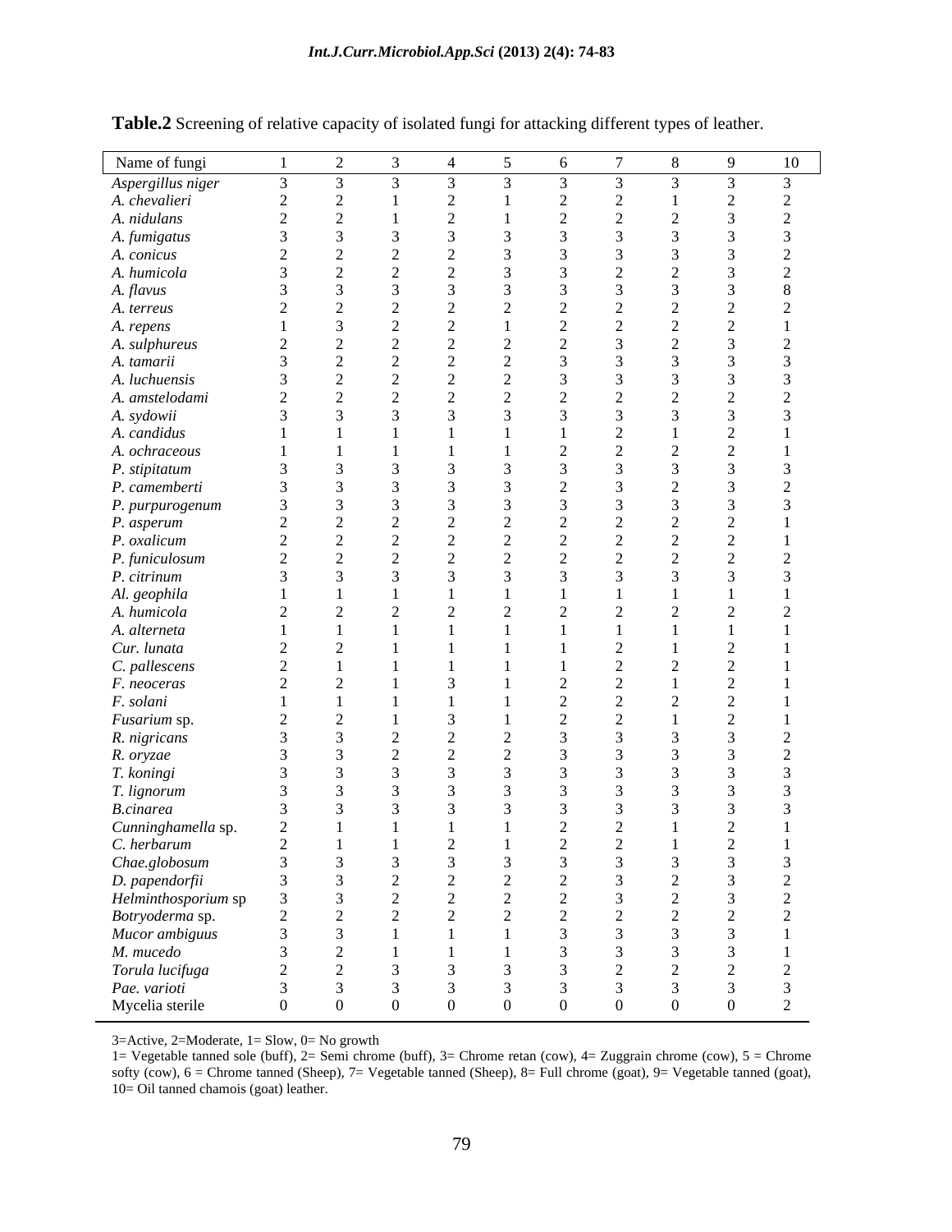**Table.2** Screening of relative capacity of isolated fungi for attacking different types of leather.

| Name of fungi | 1 | 2 | 3 | 4 | 5 | 6 | 7 | 8 | 9 | 10 |
|---|---|---|---|---|---|---|---|---|---|---|
| *Aspergillus niger* | 3 | 3 | 3 | 3 | 3 | 3 | 3 | 3 | 3 | 3 |
| *A. chevalieri* | 2 | 2 | 1 | 2 | 1 | 2 | 2 | 1 | 2 | 2 |
| *A. nidulans* | 2 | 2 | 1 | 2 | 1 | 2 | 2 | 2 | 3 | 2 |
| *A. fumigatus* | 3 | 3 | 3 | 3 | 3 | 3 | 3 | 3 | 3 | 3 |
| *A. conicus* | 2 | 2 | 2 | 2 | 3 | 3 | 3 | 3 | 3 | 2 |
| *A. humicola* | 3 | 2 | 2 | 2 | 3 | 3 | 2 | 2 | 3 | 2 |
| *A. flavus* | 3 | 3 | 3 | 3 | 3 | 3 | 3 | 3 | 3 | 8 |
| *A. terreus* | 2 | 2 | 2 | 2 | 2 | 2 | 2 | 2 | 2 | 2 |
| *A. repens* | 1 | 3 | 2 | 2 | 1 | 2 | 2 | 2 | 2 | 1 |
| *A. sulphureus* | 2 | 2 | 2 | 2 | 2 | 2 | 3 | 2 | 3 | 2 |
| *A. tamarii* | 3 | 2 | 2 | 2 | 2 | 3 | 3 | 3 | 3 | 3 |
| *A. luchuensis* | 3 | 2 | 2 | 2 | 2 | 3 | 3 | 3 | 3 | 3 |
| *A. amstelodami* | 2 | 2 | 2 | 2 | 2 | 2 | 2 | 2 | 2 | 2 |
| *A. sydowii* | 3 | 3 | 3 | 3 | 3 | 3 | 3 | 3 | 3 | 3 |
| *A. candidus* | 1 | 1 | 1 | 1 | 1 | 1 | 2 | 1 | 2 | 1 |
| *A. ochraceous* | 1 | 1 | 1 | 1 | 1 | 2 | 2 | 2 | 2 | 1 |
| *P. stipitatum* | 3 | 3 | 3 | 3 | 3 | 3 | 3 | 3 | 3 | 3 |
| *P. camemberti* | 3 | 3 | 3 | 3 | 3 | 2 | 3 | 2 | 3 | 2 |
| *P. purpurogenum* | 3 | 3 | 3 | 3 | 3 | 3 | 3 | 3 | 3 | 3 |
| *P. asperum* | 2 | 2 | 2 | 2 | 2 | 2 | 2 | 2 | 2 | 1 |
| *P. oxalicum* | 2 | 2 | 2 | 2 | 2 | 2 | 2 | 2 | 2 | 1 |
| *P. funiculosum* | 2 | 2 | 2 | 2 | 2 | 2 | 2 | 2 | 2 | 2 |
| *P. citrinum* | 3 | 3 | 3 | 3 | 3 | 3 | 3 | 3 | 3 | 3 |
| *Al. geophila* | 1 | 1 | 1 | 1 | 1 | 1 | 1 | 1 | 1 | 1 |
| *A. humicola* | 2 | 2 | 2 | 2 | 2 | 2 | 2 | 2 | 2 | 2 |
| *A. alterneta* | 1 | 1 | 1 | 1 | 1 | 1 | 1 | 1 | 1 | 1 |
| *Cur. lunata* | 2 | 2 | 1 | 1 | 1 | 1 | 2 | 1 | 2 | 1 |
| *C. pallescens* | 2 | 1 | 1 | 1 | 1 | 1 | 2 | 2 | 2 | 1 |
| *F. neoceras* | 2 | 2 | 1 | 3 | 1 | 2 | 2 | 1 | 2 | 1 |
| *F. solani* | 1 | 1 | 1 | 1 | 1 | 2 | 2 | 2 | 2 | 1 |
| *Fusarium* sp. | 2 | 2 | 1 | 3 | 1 | 2 | 2 | 1 | 2 | 1 |
| *R. nigricans* | 3 | 3 | 2 | 2 | 2 | 3 | 3 | 3 | 3 | 2 |
| *R. oryzae* | 3 | 3 | 2 | 2 | 2 | 3 | 3 | 3 | 3 | 2 |
| *T. koningi* | 3 | 3 | 3 | 3 | 3 | 3 | 3 | 3 | 3 | 3 |
| *T. lignorum* | 3 | 3 | 3 | 3 | 3 | 3 | 3 | 3 | 3 | 3 |
| *B.cinarea* | 3 | 3 | 3 | 3 | 3 | 3 | 3 | 3 | 3 | 3 |
| *Cunninghamella* sp. | 2 | 1 | 1 | 1 | 1 | 2 | 2 | 1 | 2 | 1 |
| *C. herbarum* | 2 | 1 | 1 | 2 | 1 | 2 | 2 | 1 | 2 | 1 |
| *Chae.globosum* | 3 | 3 | 3 | 3 | 3 | 3 | 3 | 3 | 3 | 3 |
| *D. papendorfii* | 3 | 3 | 2 | 2 | 2 | 2 | 3 | 2 | 3 | 2 |
| *Helminthosporium* sp | 3 | 3 | 2 | 2 | 2 | 2 | 3 | 2 | 3 | 2 |
| *Botryoderma* sp. | 2 | 2 | 2 | 2 | 2 | 2 | 2 | 2 | 2 | 2 |
| *Mucor ambiguus* | 3 | 3 | 1 | 1 | 1 | 3 | 3 | 3 | 3 | 1 |
| *M. mucedo* | 3 | 2 | 1 | 1 | 1 | 3 | 3 | 3 | 3 | 1 |
| *Torula lucifuga* | 2 | 2 | 3 | 3 | 3 | 3 | 2 | 2 | 2 | 2 |
| *Pae. varioti* | 3 | 3 | 3 | 3 | 3 | 3 | 3 | 3 | 3 | 3 |
| Mycelia sterile | 0 | 0 | 0 | 0 | 0 | 0 | 0 | 0 | 0 | 2 |

3=Active, 2=Moderate, 1= Slow, 0= No growth

1= Vegetable tanned sole (buff), 2= Semi chrome (buff), 3= Chrome retan (cow), 4= Zuggrain chrome (cow), 5 = Chrome softy (cow), 6 = Chrome tanned (Sheep), 7= Vegetable tanned (Sheep), 8= Full chrome (goat), 9= Vegetable tanned (goat), 10= Oil tanned chamois (goat) leather.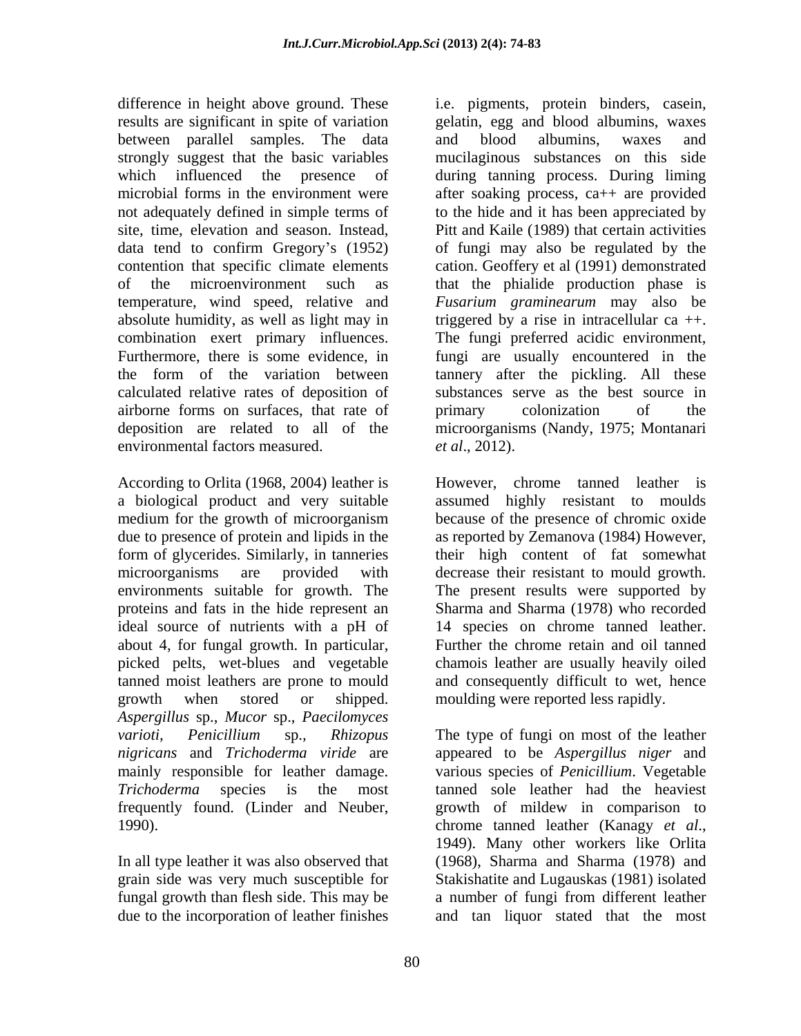difference in height above ground. These results are significant in spite of variation between parallel samples. The data strongly suggest that the basic variables which influenced the presence of microbial forms in the environment were not adequately defined in simple terms of site, time, elevation and season. Instead, data tend to confirm Gregory's (1952) contention that specific climate elements of the microenvironment such as temperature, wind speed, relative and absolute humidity, as well as light may in combination exert primary influences. Furthermore, there is some evidence, in the form of the variation between calculated relative rates of deposition of airborne forms on surfaces, that rate of deposition are related to all of the environmental factors measured.

According to Orlita (1968, 2004) leather is a biological product and very suitable medium for the growth of microorganism due to presence of protein and lipids in the form of glycerides. Similarly, in tanneries microorganisms are provided with environments suitable for growth. The proteins and fats in the hide represent an ideal source of nutrients with a pH of about 4, for fungal growth. In particular, picked pelts, wet-blues and vegetable tanned moist leathers are prone to mould growth when stored or shipped. *Aspergillus* sp., *Mucor* sp., *Paecilomyces varioti*, *Penicillium* sp., *Rhizopus nigricans* and *Trichoderma viride* are mainly responsible for leather damage. *Trichoderma* species is the most frequently found. (Linder and Neuber, 1990).

In all type leather it was also observed that grain side was very much susceptible for fungal growth than flesh side. This may be due to the incorporation of leather finishes i.e. pigments, protein binders, casein, gelatin, egg and blood albumins, waxes and blood albumins, waxes and mucilaginous substances on this side during tanning process. During liming after soaking process, ca++ are provided to the hide and it has been appreciated by Pitt and Kaile (1989) that certain activities of fungi may also be regulated by the cation. Geoffery et al (1991) demonstrated that the phialide production phase is *Fusarium graminearum* may also be triggered by a rise in intracellular ca ++. The fungi preferred acidic environment, fungi are usually encountered in the tannery after the pickling. All these substances serve as the best source in primary colonization of the microorganisms (Nandy, 1975; Montanari *et al*., 2012).

However, chrome tanned leather is assumed highly resistant to moulds because of the presence of chromic oxide as reported by Zemanova (1984) However, their high content of fat somewhat decrease their resistant to mould growth. The present results were supported by Sharma and Sharma (1978) who recorded 14 species on chrome tanned leather. Further the chrome retain and oil tanned chamois leather are usually heavily oiled and consequently difficult to wet, hence moulding were reported less rapidly.

The type of fungi on most of the leather appeared to be *Aspergillus niger* and various species of *Penicillium*. Vegetable tanned sole leather had the heaviest growth of mildew in comparison to chrome tanned leather (Kanagy *et al*., 1949). Many other workers like Orlita (1968), Sharma and Sharma (1978) and Stakishatite and Lugauskas (1981) isolated a number of fungi from different leather and tan liquor stated that the most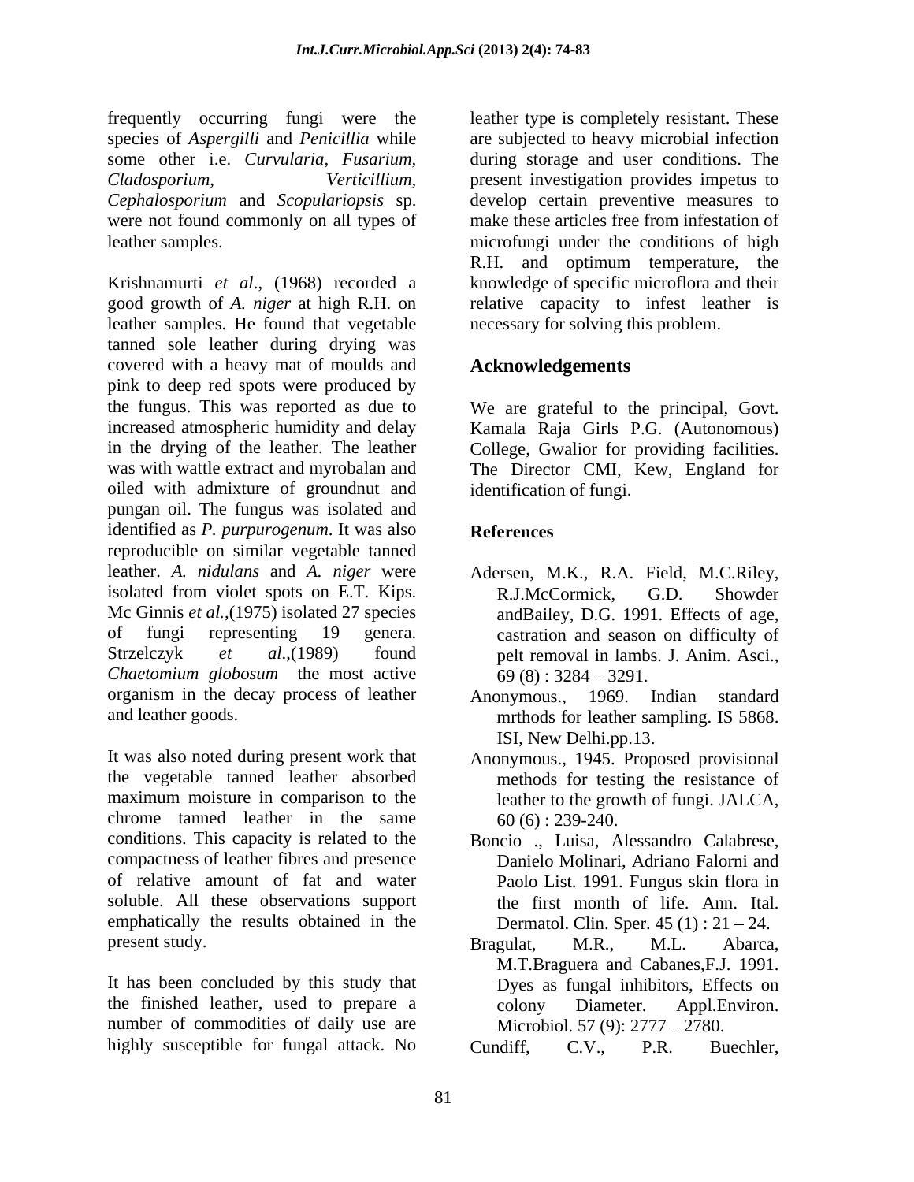frequently occurring fungi were the species of *Aspergilli* and *Penicillia* while some other i.e. *Curvularia, Fusarium, Cladosporium, Verticillium, Cephalosporium* and *Scopulariopsis* sp. were not found commonly on all types of leather samples.

Krishnamurti *et al*., (1968) recorded a good growth of *A. niger* at high R.H. on leather samples. He found that vegetable tanned sole leather during drying was covered with a heavy mat of moulds and pink to deep red spots were produced by the fungus. This was reported as due to increased atmospheric humidity and delay in the drying of the leather. The leather was with wattle extract and myrobalan and oiled with admixture of groundnut and pungan oil. The fungus was isolated and identified as *P. purpurogenum*. It was also reproducible on similar vegetable tanned leather. *A. nidulans* and *A. niger* were isolated from violet spots on E.T. Kips. Mc Ginnis *et al.*,(1975) isolated 27 species of fungi representing 19 genera. Strzelczyk *et al*.,(1989) found *Chaetomium globosum* the most active organism in the decay process of leather and leather goods.

It was also noted during present work that the vegetable tanned leather absorbed maximum moisture in comparison to the chrome tanned leather in the same conditions. This capacity is related to the compactness of leather fibres and presence of relative amount of fat and water soluble. All these observations support emphatically the results obtained in the present study.

It has been concluded by this study that the finished leather, used to prepare a number of commodities of daily use are highly susceptible for fungal attack. No leather type is completely resistant. These are subjected to heavy microbial infection during storage and user conditions. The present investigation provides impetus to develop certain preventive measures to make these articles free from infestation of microfungi under the conditions of high R.H. and optimum temperature, the knowledge of specific microflora and their relative capacity to infest leather is necessary for solving this problem.

## Acknowledgements

We are grateful to the principal, Govt. Kamala Raja Girls P.G. (Autonomous) College, Gwalior for providing facilities. The Director CMI, Kew, England for identification of fungi.

## References

Adersen, M.K., R.A. Field, M.C.Riley, R.J.McCormick, G.D. Showder andBailey, D.G. 1991. Effects of age, castration and season on difficulty of pelt removal in lambs. J. Anim. Asci., 69 (8) : 3284 – 3291.

Anonymous., 1969. Indian standard mrthods for leather sampling. IS 5868. ISI, New Delhi.pp.13.

Anonymous., 1945. Proposed provisional methods for testing the resistance of leather to the growth of fungi. JALCA, 60 (6) : 239-240.

Boncio ., Luisa, Alessandro Calabrese, Danielo Molinari, Adriano Falorni and Paolo List. 1991. Fungus skin flora in the first month of life. Ann. Ital. Dermatol. Clin. Sper. 45 (1) : 21 – 24.

Bragulat, M.R., M.L. Abarca, M.T.Braguera and Cabanes,F.J. 1991. Dyes as fungal inhibitors, Effects on colony Diameter. Appl.Environ. Microbiol. 57 (9): 2777 – 2780.

Cundiff, C.V., P.R. Buechler,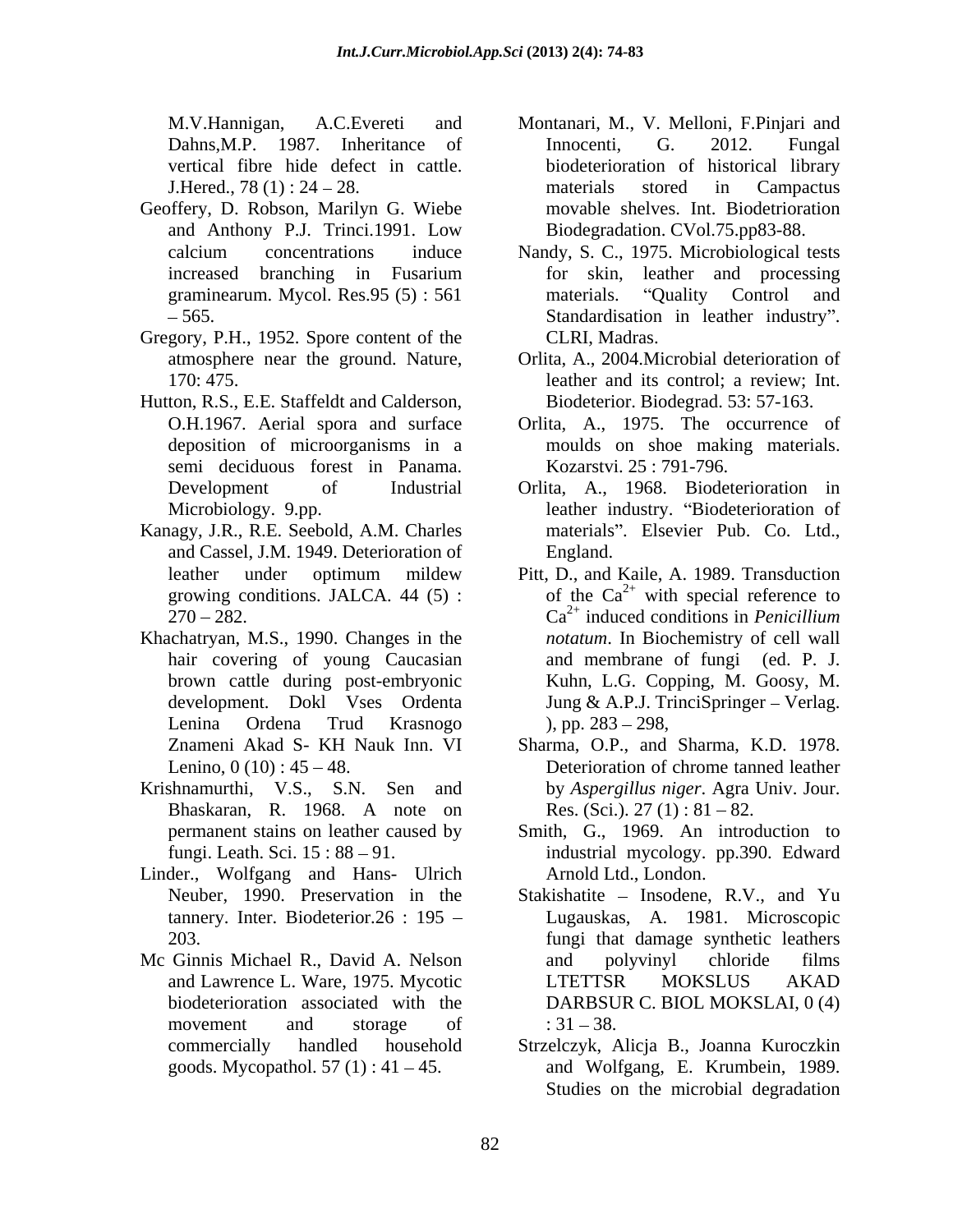M.V.Hannigan, A.C.Evereti and Dahns,M.P. 1987. Inheritance of vertical fibre hide defect in cattle. J.Hered., 78 (1) : 24 – 28.

Geoffery, D. Robson, Marilyn G. Wiebe and Anthony P.J. Trinci.1991. Low calcium concentrations induce increased branching in Fusarium graminearum. Mycol. Res.95 (5) : 561 – 565.

Gregory, P.H., 1952. Spore content of the atmosphere near the ground. Nature, 170: 475.

Hutton, R.S., E.E. Staffeldt and Calderson, O.H.1967. Aerial spora and surface deposition of microorganisms in a semi deciduous forest in Panama. Development of Industrial Microbiology. 9.pp.

Kanagy, J.R., R.E. Seebold, A.M. Charles and Cassel, J.M. 1949. Deterioration of leather under optimum mildew growing conditions. JALCA. 44 (5) : 270 – 282.

Khachatryan, M.S., 1990. Changes in the hair covering of young Caucasian brown cattle during post-embryonic development. Dokl Vses Ordenta Lenina Ordena Trud Krasnogo Znameni Akad S- KH Nauk Inn. VI Lenino, 0 (10) : 45 – 48.

Krishnamurthi, V.S., S.N. Sen and Bhaskaran, R. 1968. A note on permanent stains on leather caused by fungi. Leath. Sci. 15 : 88 – 91.

Linder., Wolfgang and Hans- Ulrich Neuber, 1990. Preservation in the tannery. Inter. Biodeterior.26 : 195 – 203.

Mc Ginnis Michael R., David A. Nelson and Lawrence L. Ware, 1975. Mycotic biodeterioration associated with the movement and storage of commercially handled household goods. Mycopathol. 57 (1) : 41 – 45.

Montanari, M., V. Melloni, F.Pinjari and Innocenti, G. 2012. Fungal biodeterioration of historical library materials stored in Campactus movable shelves. Int. Biodetrioration Biodegradation. CVol.75.pp83-88.

Nandy, S. C., 1975. Microbiological tests for skin, leather and processing materials. “Quality Control and Standardisation in leather industry”. CLRI, Madras.

Orlita, A., 2004.Microbial deterioration of leather and its control; a review; Int. Biodeterior. Biodegrad. 53: 57-163.

Orlita, A., 1975. The occurrence of moulds on shoe making materials. Kozarstvi. 25 : 791-796.

Orlita, A., 1968. Biodeterioration in leather industry. “Biodeterioration of materials”. Elsevier Pub. Co. Ltd., England.

Pitt, D., and Kaile, A. 1989. Transduction of the $Ca^{2+}$ with special reference to $Ca^{2+}$ induced conditions in *Penicillium notatum*. In Biochemistry of cell wall and membrane of fungi (ed. P. J. Kuhn, L.G. Copping, M. Goosy, M. Jung & A.P.J. TrinciSpringer – Verlag. ), pp. 283 – 298,

Sharma, O.P., and Sharma, K.D. 1978. Deterioration of chrome tanned leather by *Aspergillus niger*. Agra Univ. Jour. Res. (Sci.). 27 (1) : 81 – 82.

Smith, G., 1969. An introduction to industrial mycology. pp.390. Edward Arnold Ltd., London.

Stakishatite – Insodene, R.V., and Yu Lugauskas, A. 1981. Microscopic fungi that damage synthetic leathers and polyvinyl chloride films LTETTSR MOKSLUS AKAD DARBSUR C. BIOL MOKSLAI, 0 (4) : 31 – 38.

Strzelczyk, Alicja B., Joanna Kuroczkin and Wolfgang, E. Krumbein, 1989. Studies on the microbial degradation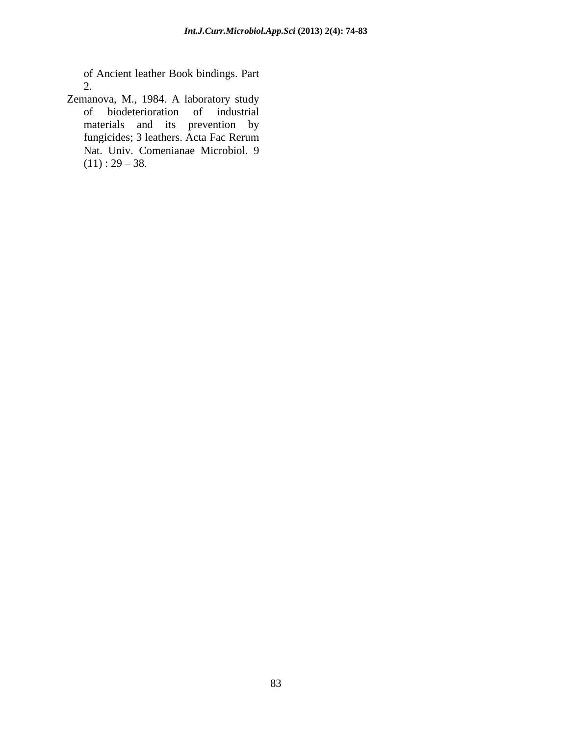of Ancient leather Book bindings. Part 2.

Zemanova, M., 1984. A laboratory study of biodeterioration of industrial materials and its prevention by fungicides; 3 leathers. Acta Fac Rerum Nat. Univ. Comenianae Microbiol. 9 (11) : 29 – 38.